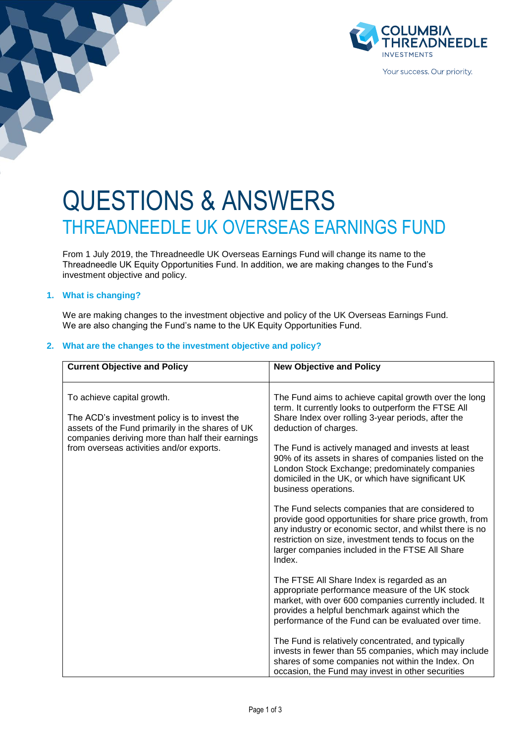# QUESTIONS & ANSWERS

## THREADNEEDLE UK OVERSEAS EARNINGS FUND

From 1 July 2019, the Threadneedle UK Overseas Earnings Fund will change its name to the Threadneedle UK Equity Opportunities Fund. In addition, we are making changes to the Fund's investment objective and policy.

### 1. What is changing?

We are making changes to the investment objective and policy of the UK Overseas Earnings Fund. We are also changing the Fund's name to the UK Equity Opportunities Fund.

### 2. What are the changes to the investment objective and policy?

| **Current Objective and Policy** | **New Objective and Policy** |
|---|---|
| To achieve capital growth.<br><br>The ACD's investment policy is to invest the assets of the Fund primarily in the shares of UK companies deriving more than half their earnings from overseas activities and/or exports. | The Fund aims to achieve capital growth over the long term. It currently looks to outperform the FTSE All Share Index over rolling 3-year periods, after the deduction of charges.<br><br>The Fund is actively managed and invests at least 90% of its assets in shares of companies listed on the London Stock Exchange; predominately companies domiciled in the UK, or which have significant UK business operations.<br><br>The Fund selects companies that are considered to provide good opportunities for share price growth, from any industry or economic sector, and whilst there is no restriction on size, investment tends to focus on the larger companies included in the FTSE All Share Index.<br><br>The FTSE All Share Index is regarded as an appropriate performance measure of the UK stock market, with over 600 companies currently included. It provides a helpful benchmark against which the performance of the Fund can be evaluated over time.<br><br>The Fund is relatively concentrated, and typically invests in fewer than 55 companies, which may include shares of some companies not within the Index. On occasion, the Fund may invest in other securities |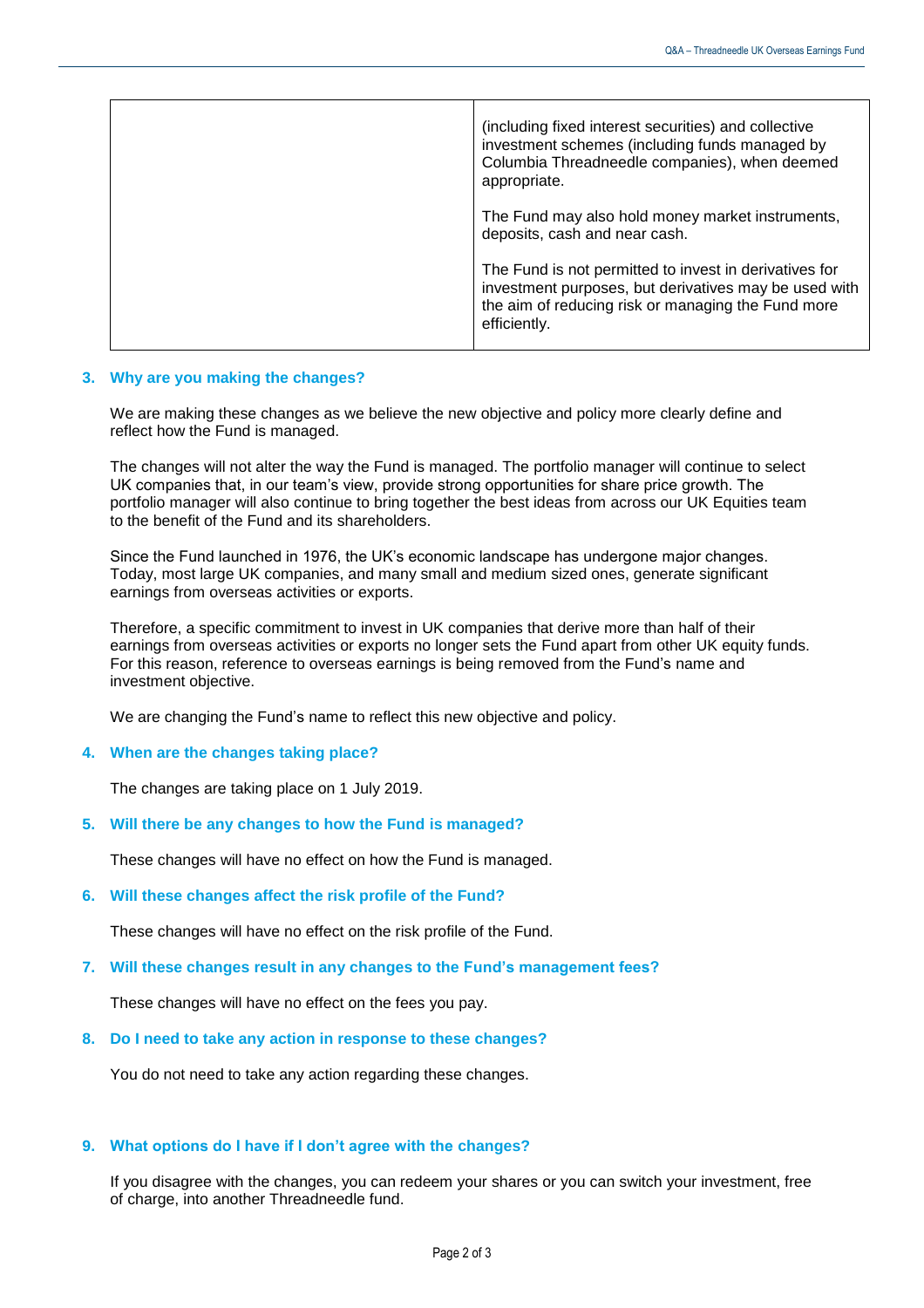| | |
|---|---|
| | (including fixed interest securities) and collective investment schemes (including funds managed by Columbia Threadneedle companies), when deemed appropriate.<br><br>The Fund may also hold money market instruments, deposits, cash and near cash.<br><br>The Fund is not permitted to invest in derivatives for investment purposes, but derivatives may be used with the aim of reducing risk or managing the Fund more efficiently. |

### 3. Why are you making the changes?

We are making these changes as we believe the new objective and policy more clearly define and reflect how the Fund is managed.

The changes will not alter the way the Fund is managed. The portfolio manager will continue to select UK companies that, in our team's view, provide strong opportunities for share price growth. The portfolio manager will also continue to bring together the best ideas from across our UK Equities team to the benefit of the Fund and its shareholders.

Since the Fund launched in 1976, the UK's economic landscape has undergone major changes. Today, most large UK companies, and many small and medium sized ones, generate significant earnings from overseas activities or exports.

Therefore, a specific commitment to invest in UK companies that derive more than half of their earnings from overseas activities or exports no longer sets the Fund apart from other UK equity funds. For this reason, reference to overseas earnings is being removed from the Fund's name and investment objective.

We are changing the Fund's name to reflect this new objective and policy.

### 4. When are the changes taking place?

The changes are taking place on 1 July 2019.

### 5. Will there be any changes to how the Fund is managed?

These changes will have no effect on how the Fund is managed.

### 6. Will these changes affect the risk profile of the Fund?

These changes will have no effect on the risk profile of the Fund.

### 7. Will these changes result in any changes to the Fund's management fees?

These changes will have no effect on the fees you pay.

### 8. Do I need to take any action in response to these changes?

You do not need to take any action regarding these changes.

### 9. What options do I have if I don't agree with the changes?

If you disagree with the changes, you can redeem your shares or you can switch your investment, free of charge, into another Threadneedle fund.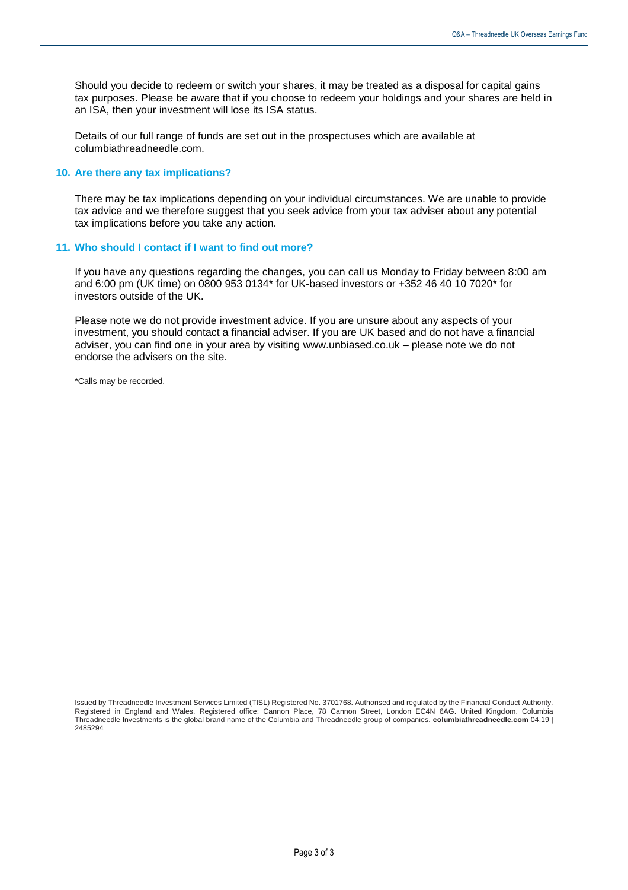Should you decide to redeem or switch your shares, it may be treated as a disposal for capital gains tax purposes. Please be aware that if you choose to redeem your holdings and your shares are held in an ISA, then your investment will lose its ISA status.

Details of our full range of funds are set out in the prospectuses which are available at columbiathreadneedle.com.

### 10. Are there any tax implications?

There may be tax implications depending on your individual circumstances. We are unable to provide tax advice and we therefore suggest that you seek advice from your tax adviser about any potential tax implications before you take any action.

### 11. Who should I contact if I want to find out more?

If you have any questions regarding the changes, you can call us Monday to Friday between 8:00 am and 6:00 pm (UK time) on 0800 953 0134* for UK-based investors or +352 46 40 10 7020* for investors outside of the UK.

Please note we do not provide investment advice. If you are unsure about any aspects of your investment, you should contact a financial adviser. If you are UK based and do not have a financial adviser, you can find one in your area by visiting www.unbiased.co.uk – please note we do not endorse the advisers on the site.

*Calls may be recorded.

Issued by Threadneedle Investment Services Limited (TISL) Registered No. 3701768. Authorised and regulated by the Financial Conduct Authority. Registered in England and Wales. Registered office: Cannon Place, 78 Cannon Street, London EC4N 6AG. United Kingdom. Columbia Threadneedle Investments is the global brand name of the Columbia and Threadneedle group of companies. **columbiathreadneedle.com** 04.19 | 2485294